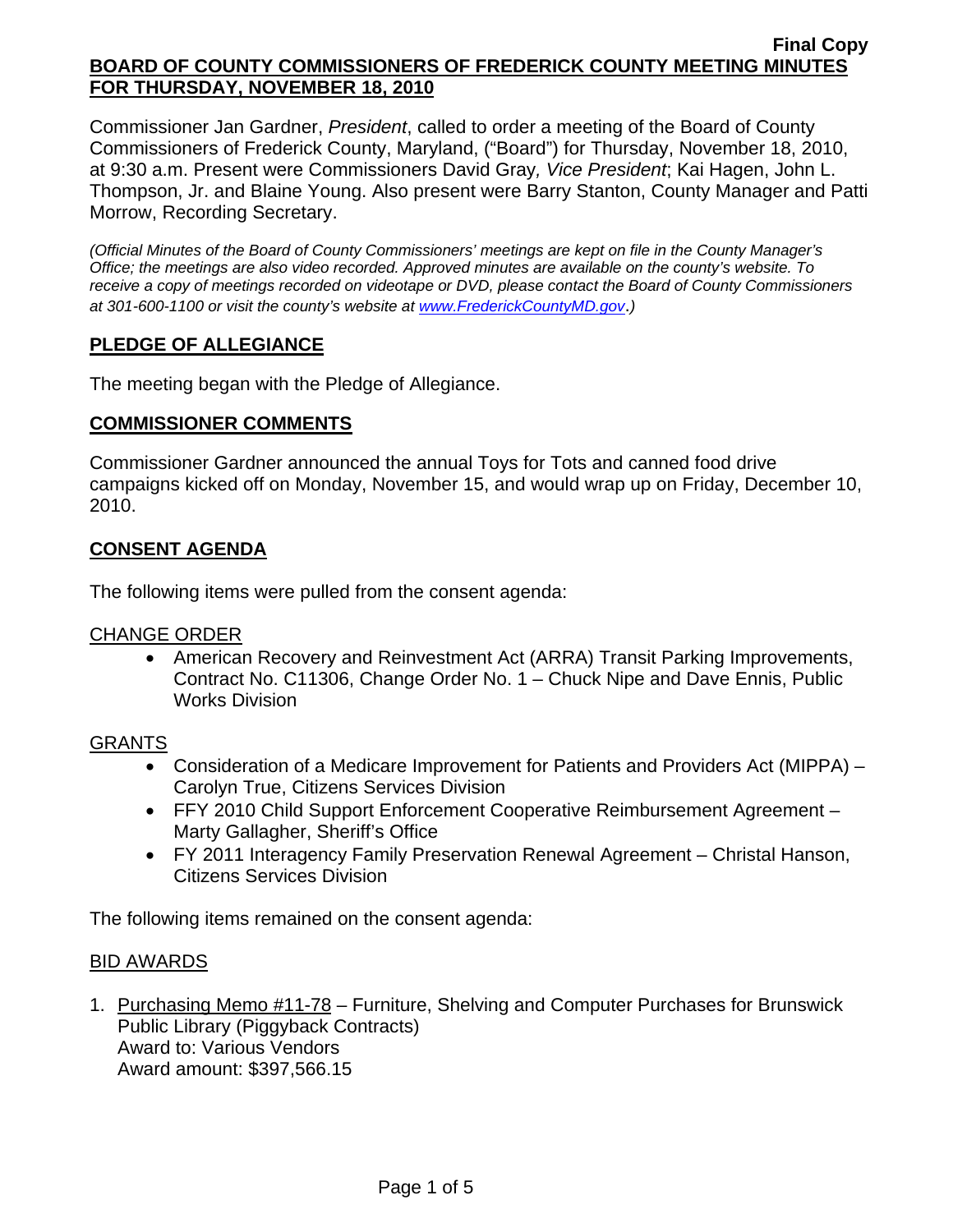**Final Copy**

**BOARD OF COUNTY COMMISSIONERS OF FREDERICK COUNTY MEETING MINUTES FOR THURSDAY, NOVEMBER 18, 2010**

Commissioner Jan Gardner, *President*, called to order a meeting of the Board of County Commissioners of Frederick County, Maryland, ("Board") for Thursday, November 18, 2010, at 9:30 a.m. Present were Commissioners David Gray*, Vice President*; Kai Hagen, John L. Thompson, Jr. and Blaine Young. Also present were Barry Stanton, County Manager and Patti Morrow, Recording Secretary.

*(Official Minutes of the Board of County Commissioners' meetings are kept on file in the County Manager's Office; the meetings are also video recorded. Approved minutes are available on the county's website. To receive a copy of meetings recorded on videotape or DVD, please contact the Board of County Commissioners at 301-600-1100 or visit the county's website at www.FrederickCountyMD.gov.)*

## PLEDGE OF ALLEGIANCE

The meeting began with the Pledge of Allegiance.

## COMMISSIONER COMMENTS

Commissioner Gardner announced the annual Toys for Tots and canned food drive campaigns kicked off on Monday, November 15, and would wrap up on Friday, December 10, 2010.

## CONSENT AGENDA

The following items were pulled from the consent agenda:

CHANGE ORDER

- American Recovery and Reinvestment Act (ARRA) Transit Parking Improvements, Contract No. C11306, Change Order No. 1 – Chuck Nipe and Dave Ennis, Public Works Division

GRANTS

- Consideration of a Medicare Improvement for Patients and Providers Act (MIPPA) – Carolyn True, Citizens Services Division
- FFY 2010 Child Support Enforcement Cooperative Reimbursement Agreement – Marty Gallagher, Sheriff's Office
- FY 2011 Interagency Family Preservation Renewal Agreement – Christal Hanson, Citizens Services Division

The following items remained on the consent agenda:

BID AWARDS

1. Purchasing Memo #11-78 – Furniture, Shelving and Computer Purchases for Brunswick Public Library (Piggyback Contracts)  
   Award to: Various Vendors  
   Award amount: $397,566.15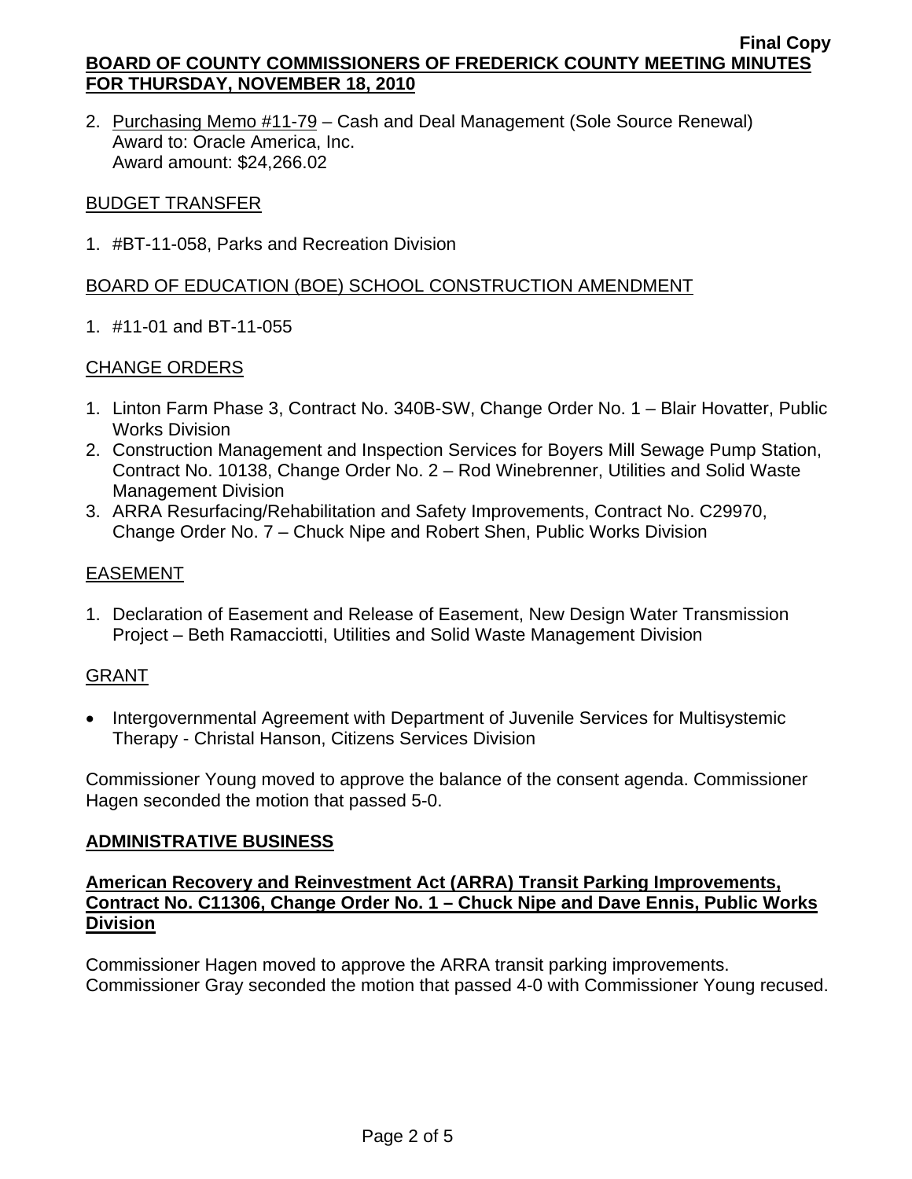2. Purchasing Memo #11-79 – Cash and Deal Management (Sole Source Renewal)
   Award to: Oracle America, Inc.
   Award amount: $24,266.02

BUDGET TRANSFER

1. #BT-11-058, Parks and Recreation Division

BOARD OF EDUCATION (BOE) SCHOOL CONSTRUCTION AMENDMENT

1. #11-01 and BT-11-055

CHANGE ORDERS

1. Linton Farm Phase 3, Contract No. 340B-SW, Change Order No. 1 – Blair Hovatter, Public Works Division
2. Construction Management and Inspection Services for Boyers Mill Sewage Pump Station, Contract No. 10138, Change Order No. 2 – Rod Winebrenner, Utilities and Solid Waste Management Division
3. ARRA Resurfacing/Rehabilitation and Safety Improvements, Contract No. C29970, Change Order No. 7 – Chuck Nipe and Robert Shen, Public Works Division

EASEMENT

1. Declaration of Easement and Release of Easement, New Design Water Transmission Project – Beth Ramacciotti, Utilities and Solid Waste Management Division

GRANT

- Intergovernmental Agreement with Department of Juvenile Services for Multisystemic Therapy - Christal Hanson, Citizens Services Division

Commissioner Young moved to approve the balance of the consent agenda. Commissioner Hagen seconded the motion that passed 5-0.

## ADMINISTRATIVE BUSINESS

### American Recovery and Reinvestment Act (ARRA) Transit Parking Improvements, Contract No. C11306, Change Order No. 1 – Chuck Nipe and Dave Ennis, Public Works Division

Commissioner Hagen moved to approve the ARRA transit parking improvements. Commissioner Gray seconded the motion that passed 4-0 with Commissioner Young recused.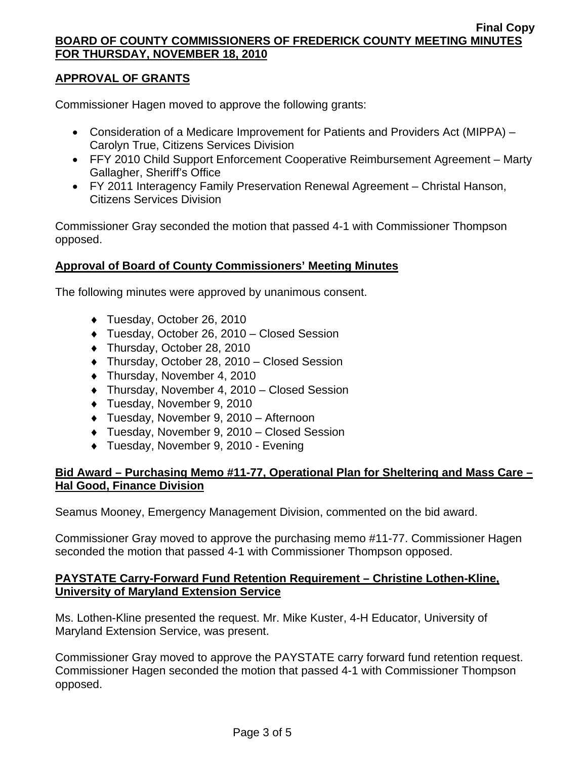## APPROVAL OF GRANTS

Commissioner Hagen moved to approve the following grants:

- Consideration of a Medicare Improvement for Patients and Providers Act (MIPPA) – Carolyn True, Citizens Services Division
- FFY 2010 Child Support Enforcement Cooperative Reimbursement Agreement – Marty Gallagher, Sheriff's Office
- FY 2011 Interagency Family Preservation Renewal Agreement – Christal Hanson, Citizens Services Division

Commissioner Gray seconded the motion that passed 4-1 with Commissioner Thompson opposed.

## Approval of Board of County Commissioners' Meeting Minutes

The following minutes were approved by unanimous consent.

- Tuesday, October 26, 2010
- Tuesday, October 26, 2010 – Closed Session
- Thursday, October 28, 2010
- Thursday, October 28, 2010 – Closed Session
- Thursday, November 4, 2010
- Thursday, November 4, 2010 – Closed Session
- Tuesday, November 9, 2010
- Tuesday, November 9, 2010 – Afternoon
- Tuesday, November 9, 2010 – Closed Session
- Tuesday, November 9, 2010 - Evening

## Bid Award – Purchasing Memo #11-77, Operational Plan for Sheltering and Mass Care – Hal Good, Finance Division

Seamus Mooney, Emergency Management Division, commented on the bid award.

Commissioner Gray moved to approve the purchasing memo #11-77. Commissioner Hagen seconded the motion that passed 4-1 with Commissioner Thompson opposed.

## PAYSTATE Carry-Forward Fund Retention Requirement – Christine Lothen-Kline, University of Maryland Extension Service

Ms. Lothen-Kline presented the request. Mr. Mike Kuster, 4-H Educator, University of Maryland Extension Service, was present.

Commissioner Gray moved to approve the PAYSTATE carry forward fund retention request. Commissioner Hagen seconded the motion that passed 4-1 with Commissioner Thompson opposed.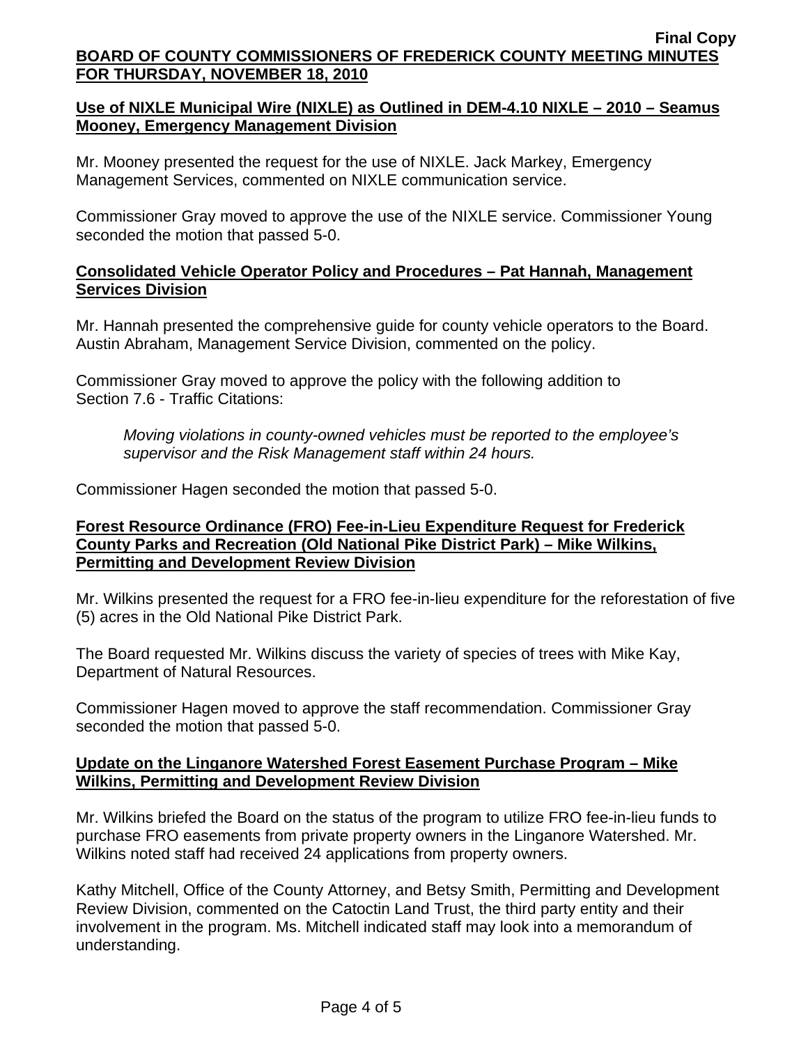**Use of NIXLE Municipal Wire (NIXLE) as Outlined in DEM-4.10 NIXLE – 2010 – Seamus Mooney, Emergency Management Division**

Mr. Mooney presented the request for the use of NIXLE. Jack Markey, Emergency Management Services, commented on NIXLE communication service.

Commissioner Gray moved to approve the use of the NIXLE service. Commissioner Young seconded the motion that passed 5-0.

**Consolidated Vehicle Operator Policy and Procedures – Pat Hannah, Management Services Division**

Mr. Hannah presented the comprehensive guide for county vehicle operators to the Board. Austin Abraham, Management Service Division, commented on the policy.

Commissioner Gray moved to approve the policy with the following addition to Section 7.6 - Traffic Citations:

> *Moving violations in county-owned vehicles must be reported to the employee's supervisor and the Risk Management staff within 24 hours.*

Commissioner Hagen seconded the motion that passed 5-0.

**Forest Resource Ordinance (FRO) Fee-in-Lieu Expenditure Request for Frederick County Parks and Recreation (Old National Pike District Park) – Mike Wilkins, Permitting and Development Review Division**

Mr. Wilkins presented the request for a FRO fee-in-lieu expenditure for the reforestation of five (5) acres in the Old National Pike District Park.

The Board requested Mr. Wilkins discuss the variety of species of trees with Mike Kay, Department of Natural Resources.

Commissioner Hagen moved to approve the staff recommendation. Commissioner Gray seconded the motion that passed 5-0.

**Update on the Linganore Watershed Forest Easement Purchase Program – Mike Wilkins, Permitting and Development Review Division**

Mr. Wilkins briefed the Board on the status of the program to utilize FRO fee-in-lieu funds to purchase FRO easements from private property owners in the Linganore Watershed. Mr. Wilkins noted staff had received 24 applications from property owners.

Kathy Mitchell, Office of the County Attorney, and Betsy Smith, Permitting and Development Review Division, commented on the Catoctin Land Trust, the third party entity and their involvement in the program. Ms. Mitchell indicated staff may look into a memorandum of understanding.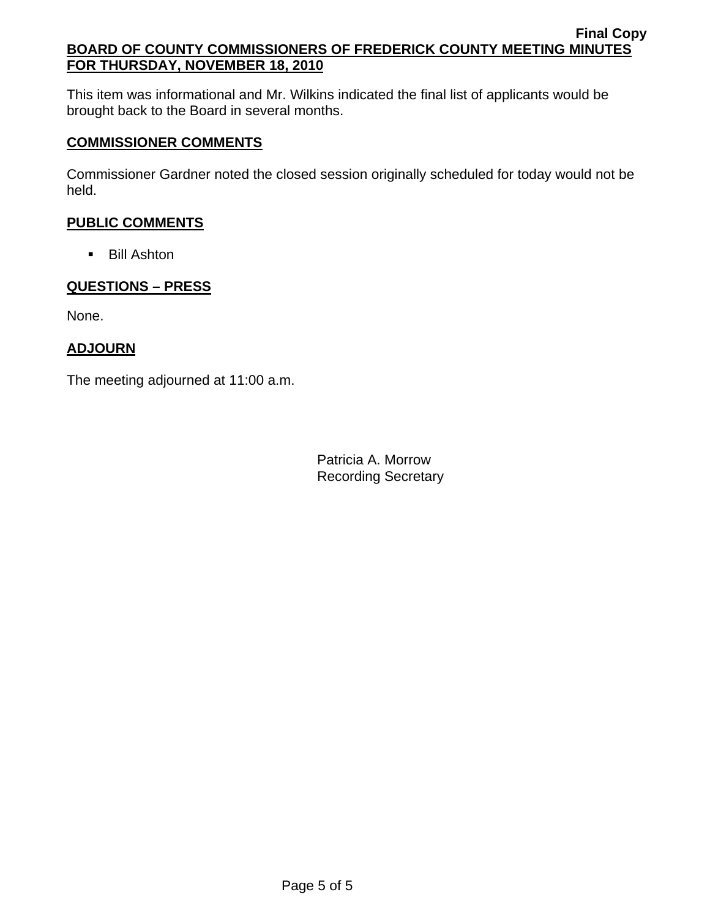This item was informational and Mr. Wilkins indicated the final list of applicants would be brought back to the Board in several months.

## COMMISSIONER COMMENTS

Commissioner Gardner noted the closed session originally scheduled for today would not be held.

## PUBLIC COMMENTS

- Bill Ashton

## QUESTIONS – PRESS

None.

## ADJOURN

The meeting adjourned at 11:00 a.m.

Patricia A. Morrow
Recording Secretary